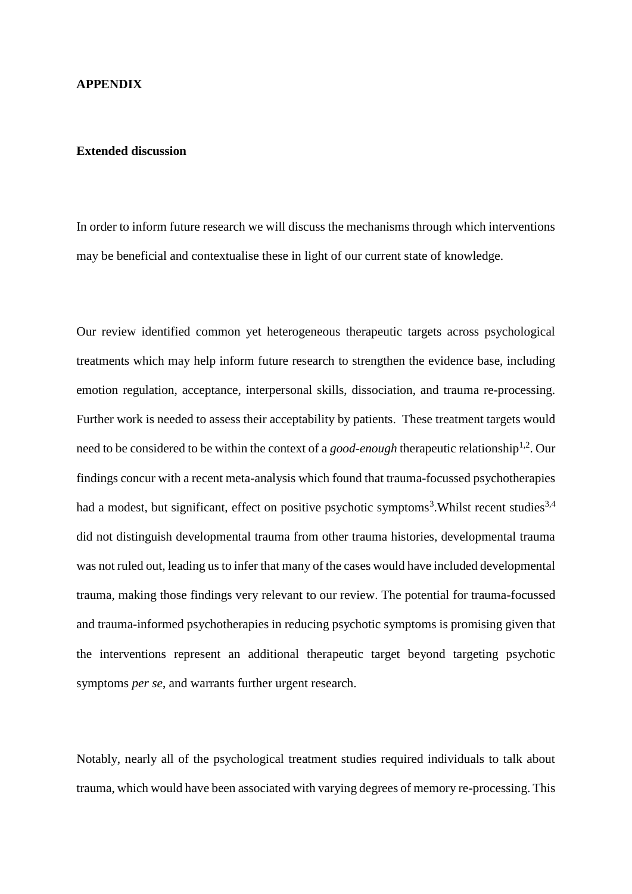**APPENDIX**

**Extended discussion**

In order to inform future research we will discuss the mechanisms through which interventions may be beneficial and contextualise these in light of our current state of knowledge.

Our review identified common yet heterogeneous therapeutic targets across psychological treatments which may help inform future research to strengthen the evidence base, including emotion regulation, acceptance, interpersonal skills, dissociation, and trauma re-processing. Further work is needed to assess their acceptability by patients. These treatment targets would need to be considered to be within the context of a *good-enough* therapeutic relationship[1,2]. Our findings concur with a recent meta-analysis which found that trauma-focussed psychotherapies had a modest, but significant, effect on positive psychotic symptoms[3].Whilst recent studies[3,4] did not distinguish developmental trauma from other trauma histories, developmental trauma was not ruled out, leading us to infer that many of the cases would have included developmental trauma, making those findings very relevant to our review. The potential for trauma-focussed and trauma-informed psychotherapies in reducing psychotic symptoms is promising given that the interventions represent an additional therapeutic target beyond targeting psychotic symptoms *per se*, and warrants further urgent research.

Notably, nearly all of the psychological treatment studies required individuals to talk about trauma, which would have been associated with varying degrees of memory re-processing. This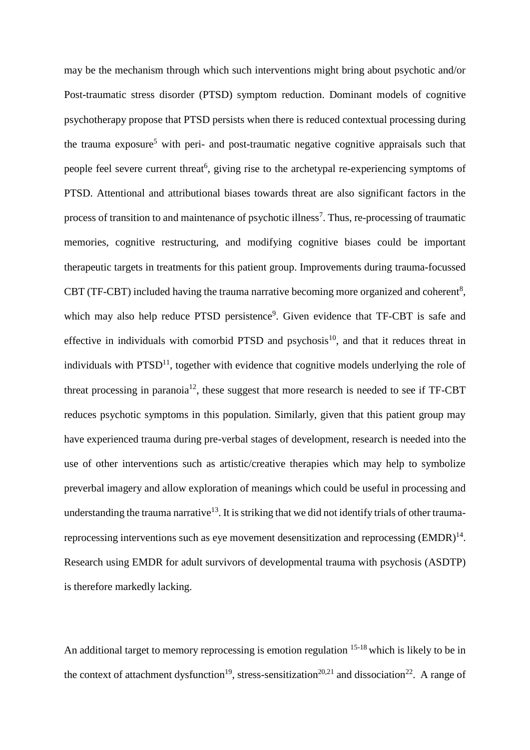may be the mechanism through which such interventions might bring about psychotic and/or Post-traumatic stress disorder (PTSD) symptom reduction. Dominant models of cognitive psychotherapy propose that PTSD persists when there is reduced contextual processing during the trauma exposure[5] with peri- and post-traumatic negative cognitive appraisals such that people feel severe current threat[6], giving rise to the archetypal re-experiencing symptoms of PTSD. Attentional and attributional biases towards threat are also significant factors in the process of transition to and maintenance of psychotic illness[7]. Thus, re-processing of traumatic memories, cognitive restructuring, and modifying cognitive biases could be important therapeutic targets in treatments for this patient group. Improvements during trauma-focussed CBT (TF-CBT) included having the trauma narrative becoming more organized and coherent[8], which may also help reduce PTSD persistence[9]. Given evidence that TF-CBT is safe and effective in individuals with comorbid PTSD and psychosis[10], and that it reduces threat in individuals with PTSD[11], together with evidence that cognitive models underlying the role of threat processing in paranoia[12], these suggest that more research is needed to see if TF-CBT reduces psychotic symptoms in this population. Similarly, given that this patient group may have experienced trauma during pre-verbal stages of development, research is needed into the use of other interventions such as artistic/creative therapies which may help to symbolize preverbal imagery and allow exploration of meanings which could be useful in processing and understanding the trauma narrative[13]. It is striking that we did not identify trials of other trauma-reprocessing interventions such as eye movement desensitization and reprocessing (EMDR)[14]. Research using EMDR for adult survivors of developmental trauma with psychosis (ASDTP) is therefore markedly lacking.

An additional target to memory reprocessing is emotion regulation [15-18] which is likely to be in the context of attachment dysfunction[19], stress-sensitization[20,21] and dissociation[22]. A range of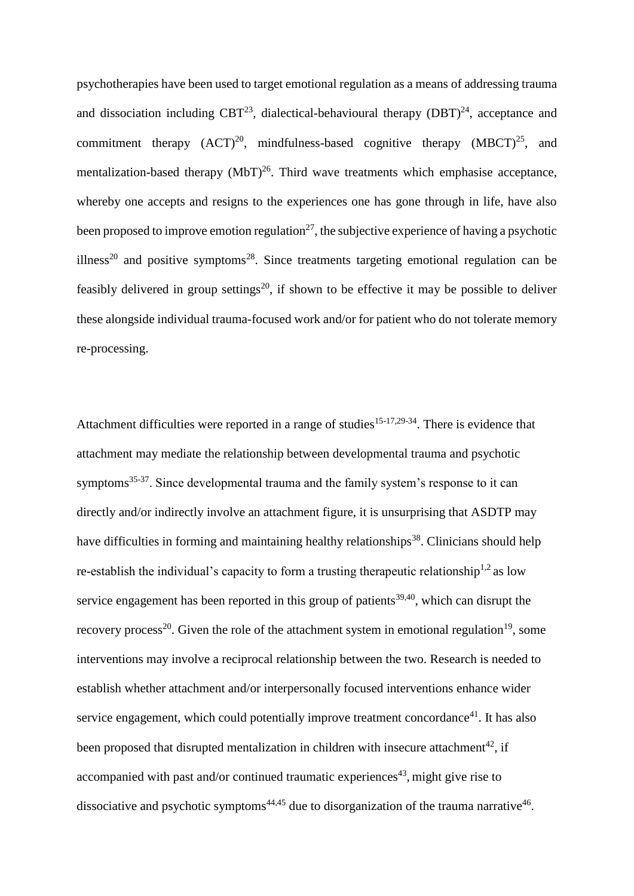psychotherapies have been used to target emotional regulation as a means of addressing trauma and dissociation including CBT[23], dialectical-behavioural therapy (DBT)[24], acceptance and commitment therapy (ACT)[20], mindfulness-based cognitive therapy (MBCT)[25], and mentalization-based therapy (MbT)[26]. Third wave treatments which emphasise acceptance, whereby one accepts and resigns to the experiences one has gone through in life, have also been proposed to improve emotion regulation[27], the subjective experience of having a psychotic illness[20] and positive symptoms[28]. Since treatments targeting emotional regulation can be feasibly delivered in group settings[20], if shown to be effective it may be possible to deliver these alongside individual trauma-focused work and/or for patient who do not tolerate memory re-processing.

Attachment difficulties were reported in a range of studies[15-17,29-34]. There is evidence that attachment may mediate the relationship between developmental trauma and psychotic symptoms[35-37]. Since developmental trauma and the family system's response to it can directly and/or indirectly involve an attachment figure, it is unsurprising that ASDTP may have difficulties in forming and maintaining healthy relationships[38]. Clinicians should help re-establish the individual's capacity to form a trusting therapeutic relationship[1,2] as low service engagement has been reported in this group of patients[39,40], which can disrupt the recovery process[20]. Given the role of the attachment system in emotional regulation[19], some interventions may involve a reciprocal relationship between the two. Research is needed to establish whether attachment and/or interpersonally focused interventions enhance wider service engagement, which could potentially improve treatment concordance[41]. It has also been proposed that disrupted mentalization in children with insecure attachment[42], if accompanied with past and/or continued traumatic experiences[43], might give rise to dissociative and psychotic symptoms[44,45] due to disorganization of the trauma narrative[46].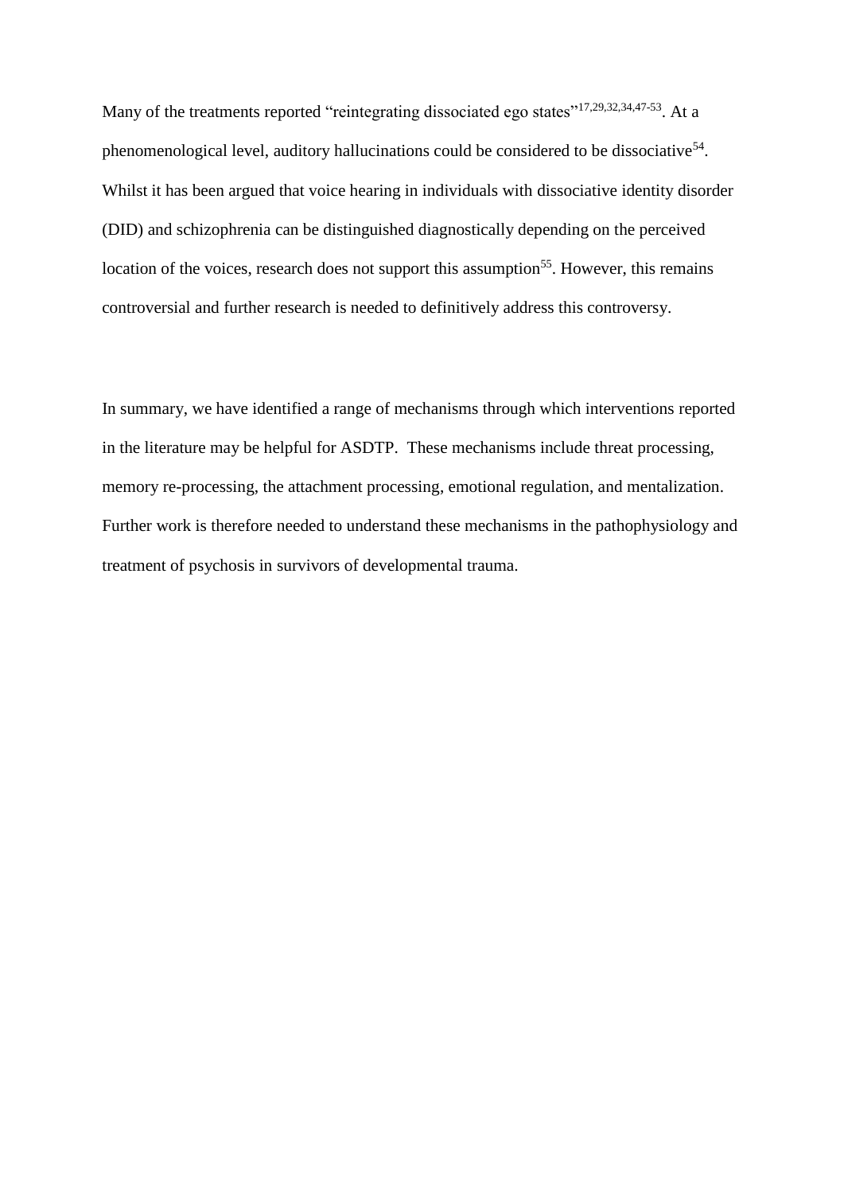Many of the treatments reported “reintegrating dissociated ego states”[17,29,32,34,47-53]. At a phenomenological level, auditory hallucinations could be considered to be dissociative[54]. Whilst it has been argued that voice hearing in individuals with dissociative identity disorder (DID) and schizophrenia can be distinguished diagnostically depending on the perceived location of the voices, research does not support this assumption[55]. However, this remains controversial and further research is needed to definitively address this controversy.

In summary, we have identified a range of mechanisms through which interventions reported in the literature may be helpful for ASDTP. These mechanisms include threat processing, memory re-processing, the attachment processing, emotional regulation, and mentalization. Further work is therefore needed to understand these mechanisms in the pathophysiology and treatment of psychosis in survivors of developmental trauma.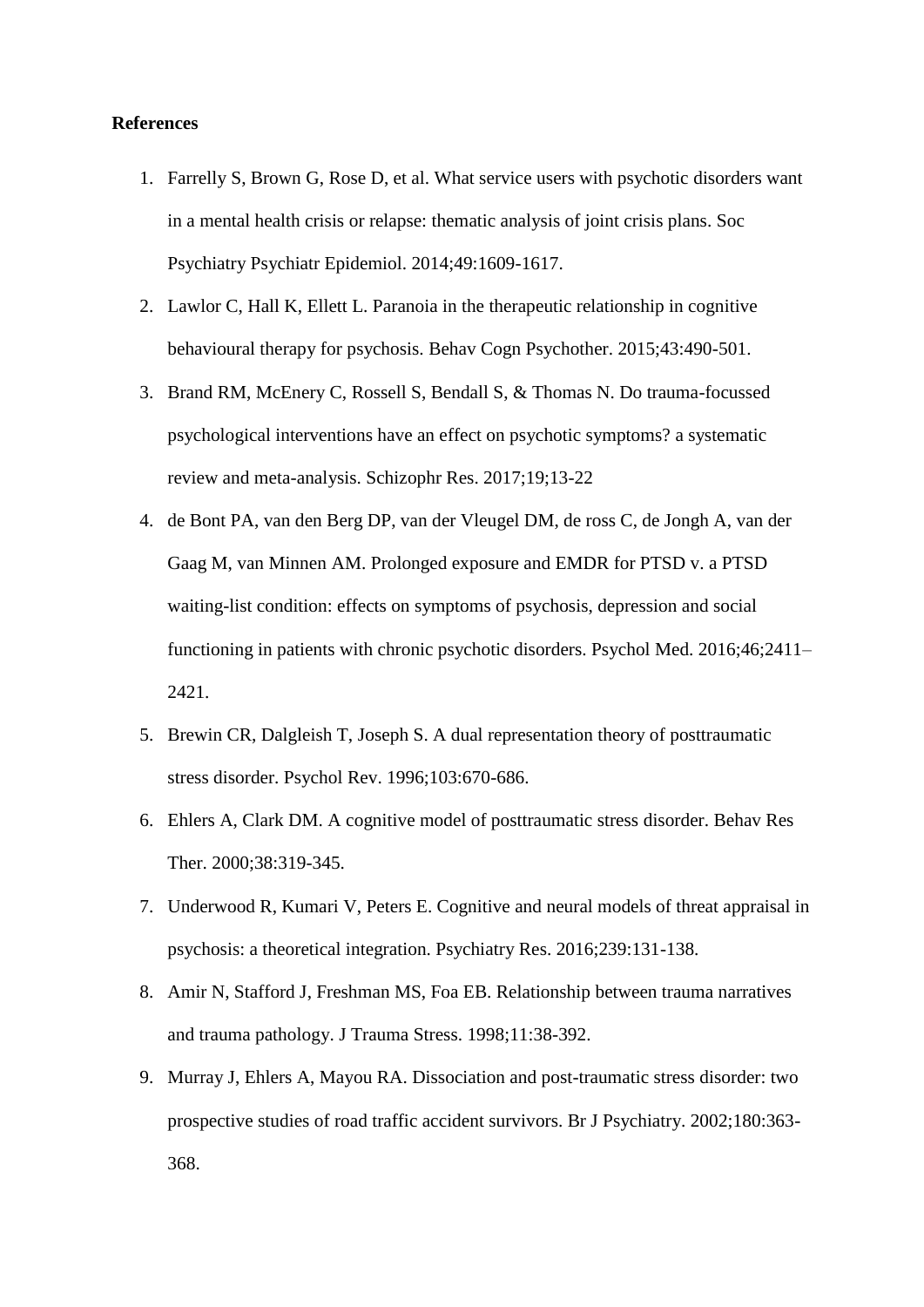**References**

1. Farrelly S, Brown G, Rose D, et al. What service users with psychotic disorders want in a mental health crisis or relapse: thematic analysis of joint crisis plans. Soc Psychiatry Psychiatr Epidemiol. 2014;49:1609-1617.
2. Lawlor C, Hall K, Ellett L. Paranoia in the therapeutic relationship in cognitive behavioural therapy for psychosis. Behav Cogn Psychother. 2015;43:490-501.
3. Brand RM, McEnery C, Rossell S, Bendall S, & Thomas N. Do trauma-focussed psychological interventions have an effect on psychotic symptoms? a systematic review and meta-analysis. Schizophr Res. 2017;19;13-22
4. de Bont PA, van den Berg DP, van der Vleugel DM, de ross C, de Jongh A, van der Gaag M, van Minnen AM. Prolonged exposure and EMDR for PTSD v. a PTSD waiting-list condition: effects on symptoms of psychosis, depression and social functioning in patients with chronic psychotic disorders. Psychol Med. 2016;46;2411–2421.
5. Brewin CR, Dalgleish T, Joseph S. A dual representation theory of posttraumatic stress disorder. Psychol Rev. 1996;103:670-686.
6. Ehlers A, Clark DM. A cognitive model of posttraumatic stress disorder. Behav Res Ther. 2000;38:319-345.
7. Underwood R, Kumari V, Peters E. Cognitive and neural models of threat appraisal in psychosis: a theoretical integration. Psychiatry Res. 2016;239:131-138.
8. Amir N, Stafford J, Freshman MS, Foa EB. Relationship between trauma narratives and trauma pathology. J Trauma Stress. 1998;11:38-392.
9. Murray J, Ehlers A, Mayou RA. Dissociation and post-traumatic stress disorder: two prospective studies of road traffic accident survivors. Br J Psychiatry. 2002;180:363-368.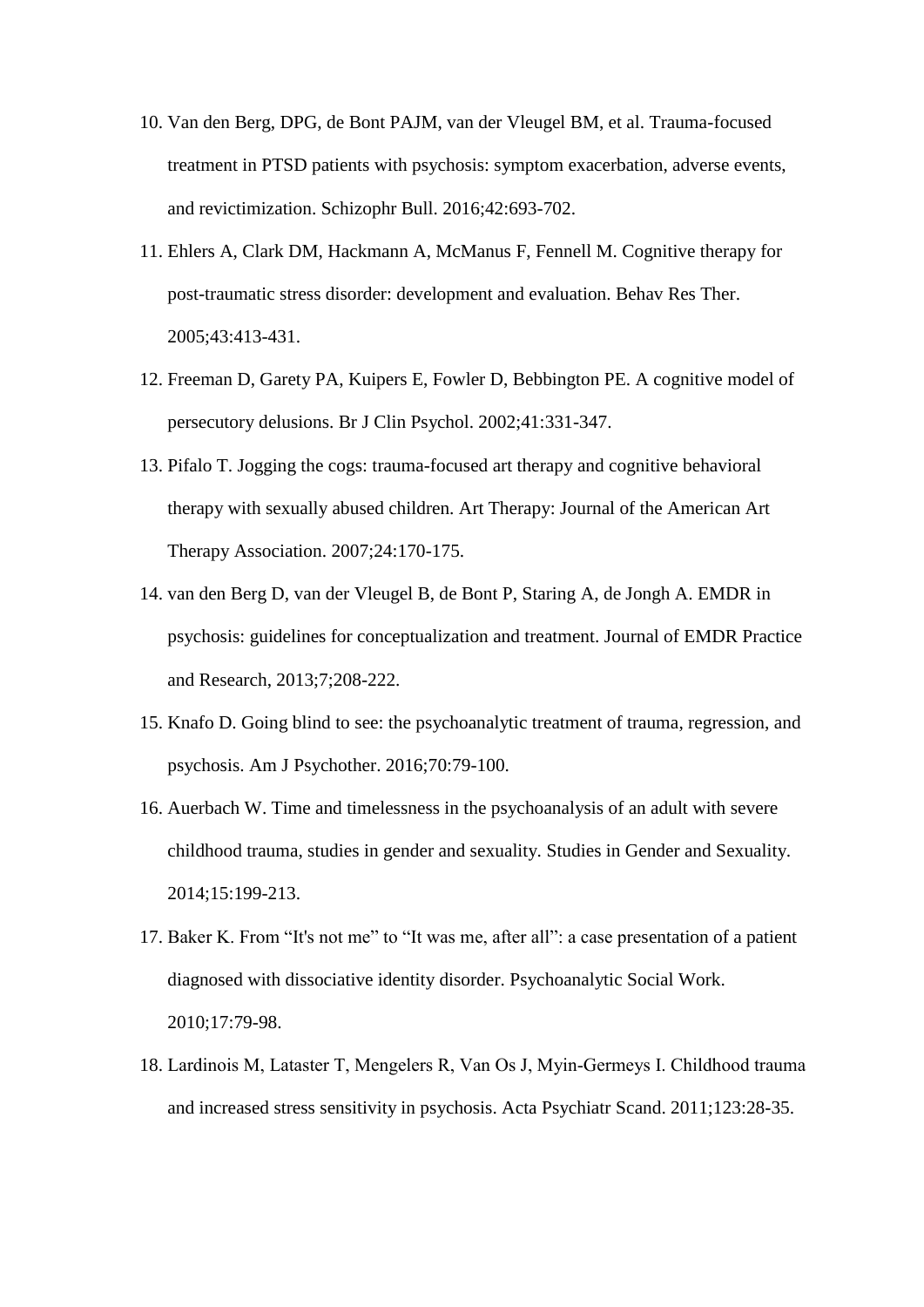10. Van den Berg, DPG, de Bont PAJM, van der Vleugel BM, et al. Trauma-focused treatment in PTSD patients with psychosis: symptom exacerbation, adverse events, and revictimization. Schizophr Bull. 2016;42:693-702.
11. Ehlers A, Clark DM, Hackmann A, McManus F, Fennell M. Cognitive therapy for post-traumatic stress disorder: development and evaluation. Behav Res Ther. 2005;43:413-431.
12. Freeman D, Garety PA, Kuipers E, Fowler D, Bebbington PE. A cognitive model of persecutory delusions. Br J Clin Psychol. 2002;41:331-347.
13. Pifalo T. Jogging the cogs: trauma-focused art therapy and cognitive behavioral therapy with sexually abused children. Art Therapy: Journal of the American Art Therapy Association. 2007;24:170-175.
14. van den Berg D, van der Vleugel B, de Bont P, Staring A, de Jongh A. EMDR in psychosis: guidelines for conceptualization and treatment. Journal of EMDR Practice and Research, 2013;7;208-222.
15. Knafo D. Going blind to see: the psychoanalytic treatment of trauma, regression, and psychosis. Am J Psychother. 2016;70:79-100.
16. Auerbach W. Time and timelessness in the psychoanalysis of an adult with severe childhood trauma, studies in gender and sexuality. Studies in Gender and Sexuality. 2014;15:199-213.
17. Baker K. From "It's not me" to "It was me, after all": a case presentation of a patient diagnosed with dissociative identity disorder. Psychoanalytic Social Work. 2010;17:79-98.
18. Lardinois M, Lataster T, Mengelers R, Van Os J, Myin-Germeys I. Childhood trauma and increased stress sensitivity in psychosis. Acta Psychiatr Scand. 2011;123:28-35.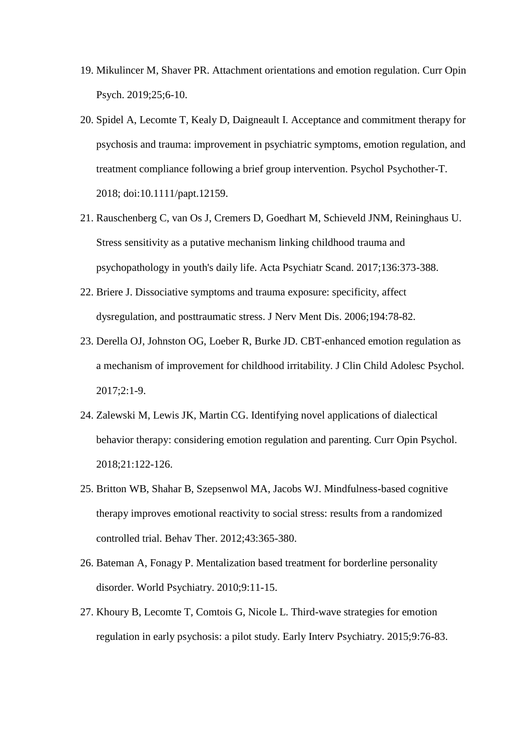19. Mikulincer M, Shaver PR. Attachment orientations and emotion regulation. Curr Opin Psych. 2019;25;6-10.
20. Spidel A, Lecomte T, Kealy D, Daigneault I. Acceptance and commitment therapy for psychosis and trauma: improvement in psychiatric symptoms, emotion regulation, and treatment compliance following a brief group intervention. Psychol Psychother-T. 2018; doi:10.1111/papt.12159.
21. Rauschenberg C, van Os J, Cremers D, Goedhart M, Schieveld JNM, Reininghaus U. Stress sensitivity as a putative mechanism linking childhood trauma and psychopathology in youth's daily life. Acta Psychiatr Scand. 2017;136:373-388.
22. Briere J. Dissociative symptoms and trauma exposure: specificity, affect dysregulation, and posttraumatic stress. J Nerv Ment Dis. 2006;194:78-82.
23. Derella OJ, Johnston OG, Loeber R, Burke JD. CBT-enhanced emotion regulation as a mechanism of improvement for childhood irritability. J Clin Child Adolesc Psychol. 2017;2:1-9.
24. Zalewski M, Lewis JK, Martin CG. Identifying novel applications of dialectical behavior therapy: considering emotion regulation and parenting. Curr Opin Psychol. 2018;21:122-126.
25. Britton WB, Shahar B, Szepsenwol MA, Jacobs WJ. Mindfulness-based cognitive therapy improves emotional reactivity to social stress: results from a randomized controlled trial. Behav Ther. 2012;43:365-380.
26. Bateman A, Fonagy P. Mentalization based treatment for borderline personality disorder. World Psychiatry. 2010;9:11-15.
27. Khoury B, Lecomte T, Comtois G, Nicole L. Third-wave strategies for emotion regulation in early psychosis: a pilot study. Early Interv Psychiatry. 2015;9:76-83.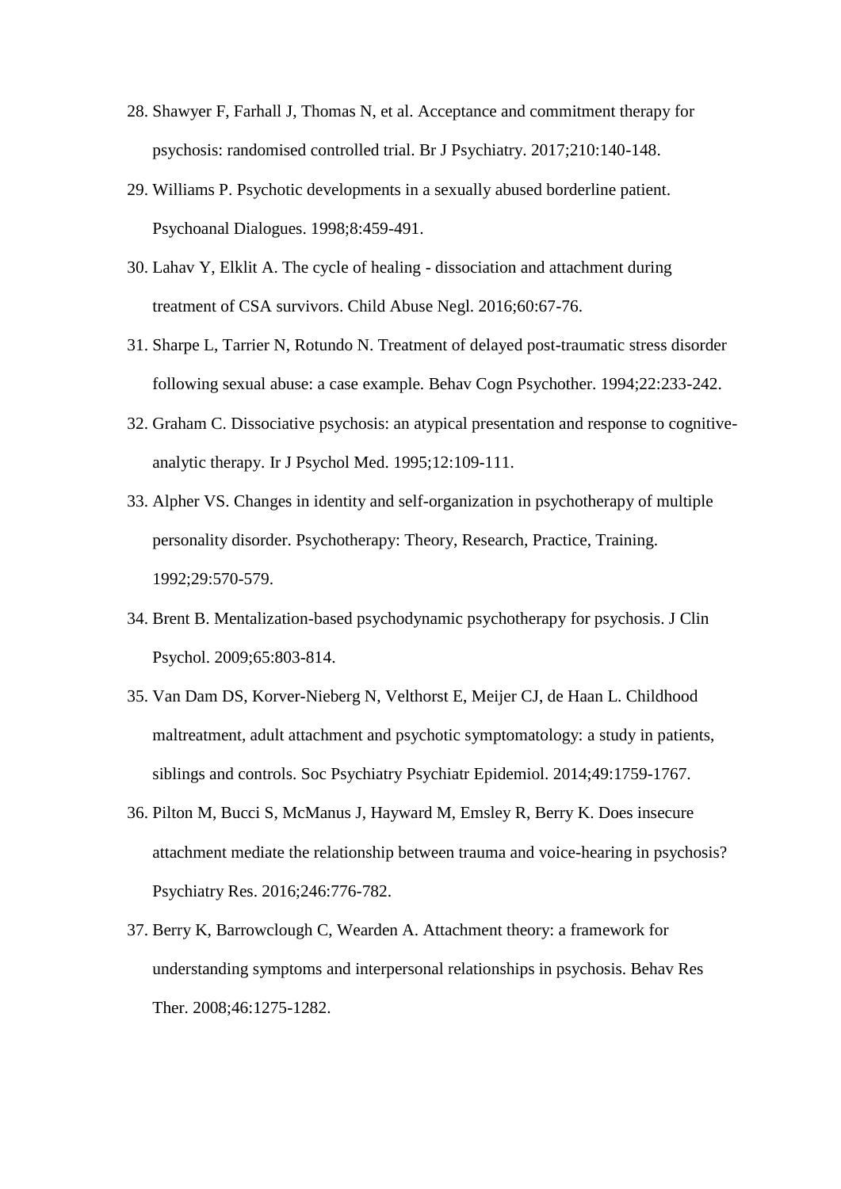28. Shawyer F, Farhall J, Thomas N, et al. Acceptance and commitment therapy for psychosis: randomised controlled trial. Br J Psychiatry. 2017;210:140-148.
29. Williams P. Psychotic developments in a sexually abused borderline patient. Psychoanal Dialogues. 1998;8:459-491.
30. Lahav Y, Elklit A. The cycle of healing - dissociation and attachment during treatment of CSA survivors. Child Abuse Negl. 2016;60:67-76.
31. Sharpe L, Tarrier N, Rotundo N. Treatment of delayed post-traumatic stress disorder following sexual abuse: a case example. Behav Cogn Psychother. 1994;22:233-242.
32. Graham C. Dissociative psychosis: an atypical presentation and response to cognitive-analytic therapy. Ir J Psychol Med. 1995;12:109-111.
33. Alpher VS. Changes in identity and self-organization in psychotherapy of multiple personality disorder. Psychotherapy: Theory, Research, Practice, Training. 1992;29:570-579.
34. Brent B. Mentalization-based psychodynamic psychotherapy for psychosis. J Clin Psychol. 2009;65:803-814.
35. Van Dam DS, Korver-Nieberg N, Velthorst E, Meijer CJ, de Haan L. Childhood maltreatment, adult attachment and psychotic symptomatology: a study in patients, siblings and controls. Soc Psychiatry Psychiatr Epidemiol. 2014;49:1759-1767.
36. Pilton M, Bucci S, McManus J, Hayward M, Emsley R, Berry K. Does insecure attachment mediate the relationship between trauma and voice-hearing in psychosis? Psychiatry Res. 2016;246:776-782.
37. Berry K, Barrowclough C, Wearden A. Attachment theory: a framework for understanding symptoms and interpersonal relationships in psychosis. Behav Res Ther. 2008;46:1275-1282.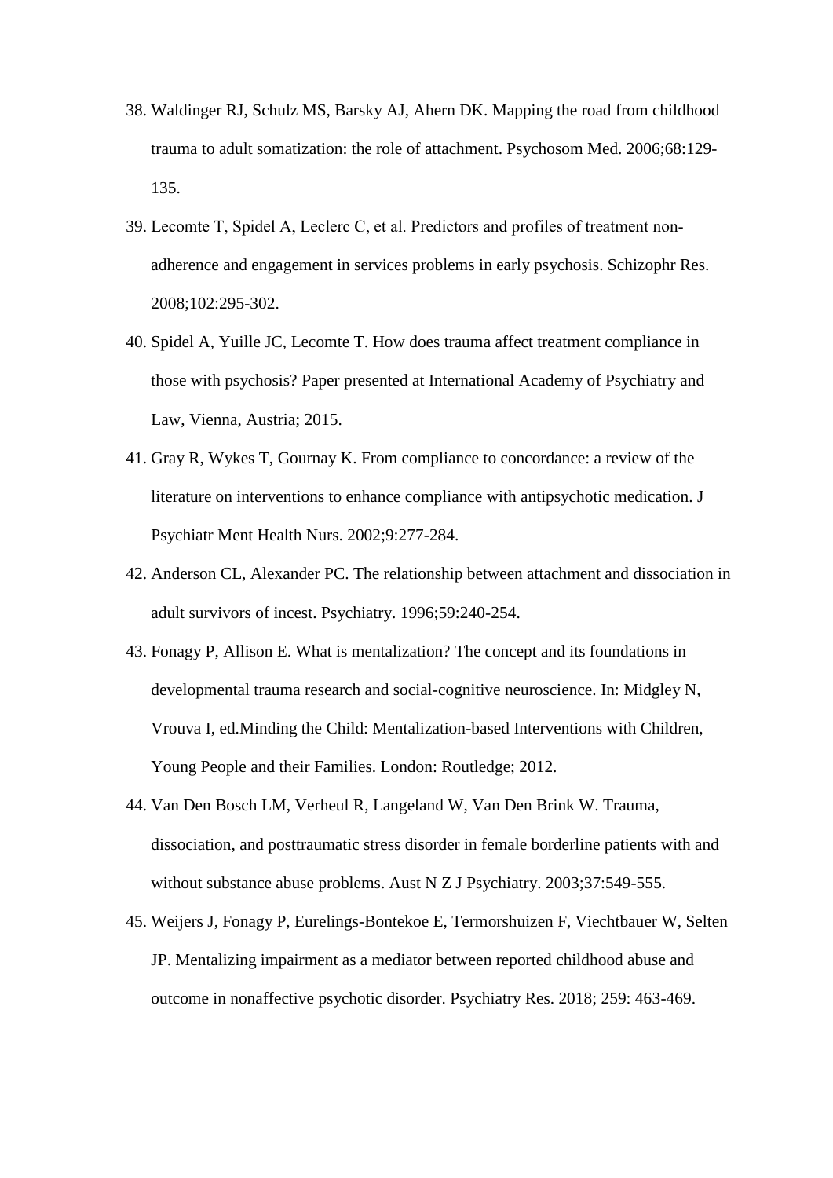38. Waldinger RJ, Schulz MS, Barsky AJ, Ahern DK. Mapping the road from childhood trauma to adult somatization: the role of attachment. Psychosom Med. 2006;68:129-135.
39. Lecomte T, Spidel A, Leclerc C, et al. Predictors and profiles of treatment non-adherence and engagement in services problems in early psychosis. Schizophr Res. 2008;102:295-302.
40. Spidel A, Yuille JC, Lecomte T. How does trauma affect treatment compliance in those with psychosis? Paper presented at International Academy of Psychiatry and Law, Vienna, Austria; 2015.
41. Gray R, Wykes T, Gournay K. From compliance to concordance: a review of the literature on interventions to enhance compliance with antipsychotic medication. J Psychiatr Ment Health Nurs. 2002;9:277-284.
42. Anderson CL, Alexander PC. The relationship between attachment and dissociation in adult survivors of incest. Psychiatry. 1996;59:240-254.
43. Fonagy P, Allison E. What is mentalization? The concept and its foundations in developmental trauma research and social-cognitive neuroscience. In: Midgley N, Vrouva I, ed.Minding the Child: Mentalization-based Interventions with Children, Young People and their Families. London: Routledge; 2012.
44. Van Den Bosch LM, Verheul R, Langeland W, Van Den Brink W. Trauma, dissociation, and posttraumatic stress disorder in female borderline patients with and without substance abuse problems. Aust N Z J Psychiatry. 2003;37:549-555.
45. Weijers J, Fonagy P, Eurelings-Bontekoe E, Termorshuizen F, Viechtbauer W, Selten JP. Mentalizing impairment as a mediator between reported childhood abuse and outcome in nonaffective psychotic disorder. Psychiatry Res. 2018; 259: 463-469.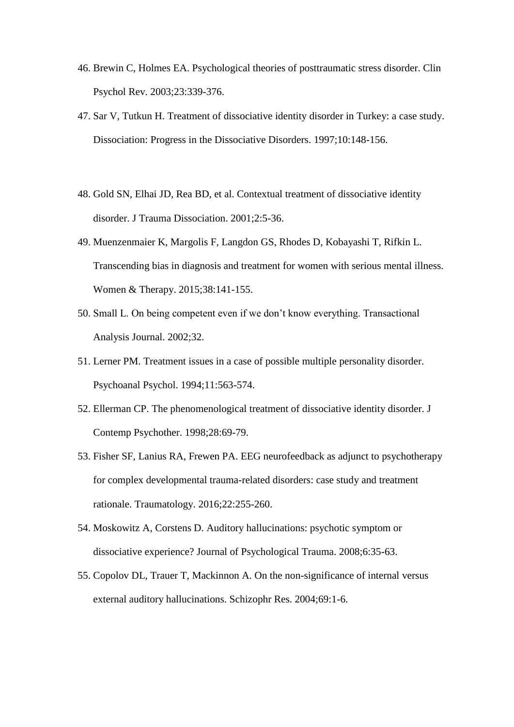46. Brewin C, Holmes EA. Psychological theories of posttraumatic stress disorder. Clin Psychol Rev. 2003;23:339-376.
47. Sar V, Tutkun H. Treatment of dissociative identity disorder in Turkey: a case study. Dissociation: Progress in the Dissociative Disorders. 1997;10:148-156.
48. Gold SN, Elhai JD, Rea BD, et al. Contextual treatment of dissociative identity disorder. J Trauma Dissociation. 2001;2:5-36.
49. Muenzenmaier K, Margolis F, Langdon GS, Rhodes D, Kobayashi T, Rifkin L. Transcending bias in diagnosis and treatment for women with serious mental illness. Women & Therapy. 2015;38:141-155.
50. Small L. On being competent even if we don't know everything. Transactional Analysis Journal. 2002;32.
51. Lerner PM. Treatment issues in a case of possible multiple personality disorder. Psychoanal Psychol. 1994;11:563-574.
52. Ellerman CP. The phenomenological treatment of dissociative identity disorder. J Contemp Psychother. 1998;28:69-79.
53. Fisher SF, Lanius RA, Frewen PA. EEG neurofeedback as adjunct to psychotherapy for complex developmental trauma-related disorders: case study and treatment rationale. Traumatology. 2016;22:255-260.
54. Moskowitz A, Corstens D. Auditory hallucinations: psychotic symptom or dissociative experience? Journal of Psychological Trauma. 2008;6:35-63.
55. Copolov DL, Trauer T, Mackinnon A. On the non-significance of internal versus external auditory hallucinations. Schizophr Res. 2004;69:1-6.